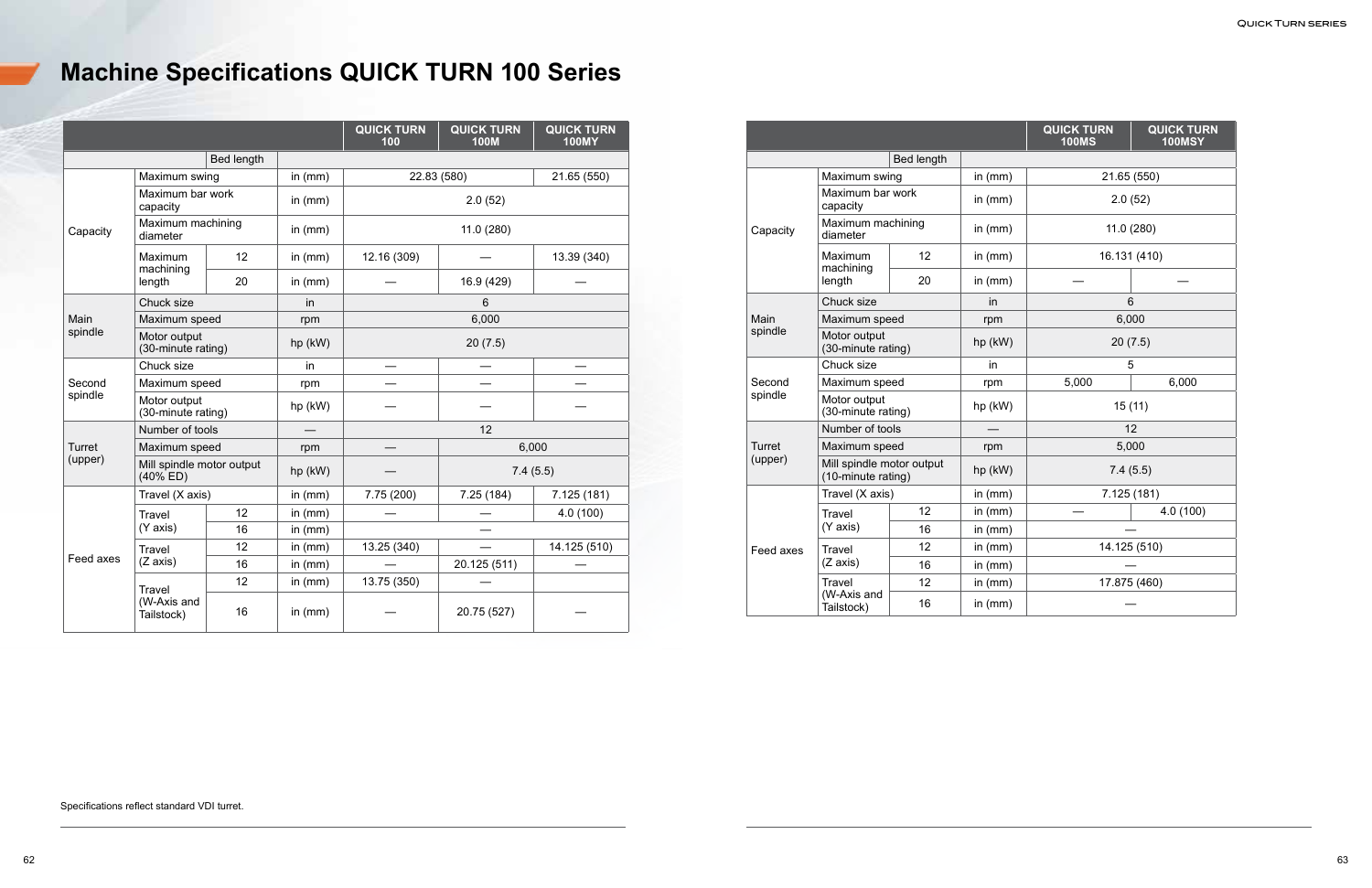# Machine Specifications QUICK TURN 100 Series

| | | Bed length | | QUICK TURN 100 | QUICK TURN 100M | QUICK TURN 100MY |
|---|---|---|---|---|---|---|
| Capacity | Maximum swing | | in (mm) | 22.83 (580) | | 21.65 (550) |
| | Maximum bar work capacity | | in (mm) | 2.0 (52) | | |
| | Maximum machining diameter | | in (mm) | 11.0 (280) | | |
| | Maximum machining length | 12 | in (mm) | 12.16 (309) | — | 13.39 (340) |
| | | 20 | in (mm) | — | 16.9 (429) | — |
| Main spindle | Chuck size | | in | 6 | | |
| | Maximum speed | | rpm | 6,000 | | |
| | Motor output (30-minute rating) | | hp (kW) | 20 (7.5) | | |
| Second spindle | Chuck size | | in | — | — | — |
| | Maximum speed | | rpm | — | — | — |
| | Motor output (30-minute rating) | | hp (kW) | — | — | — |
| Turret (upper) | Number of tools | | — | 12 | | |
| | Maximum speed | | rpm | — | 6,000 | |
| | Mill spindle motor output (40% ED) | | hp (kW) | — | 7.4 (5.5) | |
| Feed axes | Travel (X axis) | | in (mm) | 7.75 (200) | 7.25 (184) | 7.125 (181) |
| | Travel (Y axis) | 12 | in (mm) | — | — | 4.0 (100) |
| | | 16 | in (mm) | — | | |
| | Travel (Z axis) | 12 | in (mm) | 13.25 (340) | — | 14.125 (510) |
| | | 16 | in (mm) | — | 20.125 (511) | — |
| | Travel (W-Axis and Tailstock) | 12 | in (mm) | 13.75 (350) | — | |
| | | 16 | in (mm) | — | 20.75 (527) | — |

| | | Bed length | | QUICK TURN 100MS | QUICK TURN 100MSY |
|---|---|---|---|---|---|
| Capacity | Maximum swing | | in (mm) | 21.65 (550) | |
| | Maximum bar work capacity | | in (mm) | 2.0 (52) | |
| | Maximum machining diameter | | in (mm) | 11.0 (280) | |
| | Maximum machining length | 12 | in (mm) | 16.131 (410) | |
| | | 20 | in (mm) | — | — |
| Main spindle | Chuck size | | in | 6 | |
| | Maximum speed | | rpm | 6,000 | |
| | Motor output (30-minute rating) | | hp (kW) | 20 (7.5) | |
| Second spindle | Chuck size | | in | 5 | |
| | Maximum speed | | rpm | 5,000 | 6,000 |
| | Motor output (30-minute rating) | | hp (kW) | 15 (11) | |
| Turret (upper) | Number of tools | | — | 12 | |
| | Maximum speed | | rpm | 5,000 | |
| | Mill spindle motor output (10-minute rating) | | hp (kW) | 7.4 (5.5) | |
| Feed axes | Travel (X axis) | | in (mm) | 7.125 (181) | |
| | Travel (Y axis) | 12 | in (mm) | — | 4.0 (100) |
| | | 16 | in (mm) | — | |
| | Travel (Z axis) | 12 | in (mm) | 14.125 (510) | |
| | | 16 | in (mm) | — | |
| | Travel (W-Axis and Tailstock) | 12 | in (mm) | 17.875 (460) | |
| | | 16 | in (mm) | — | |

Specifications reflect standard VDI turret.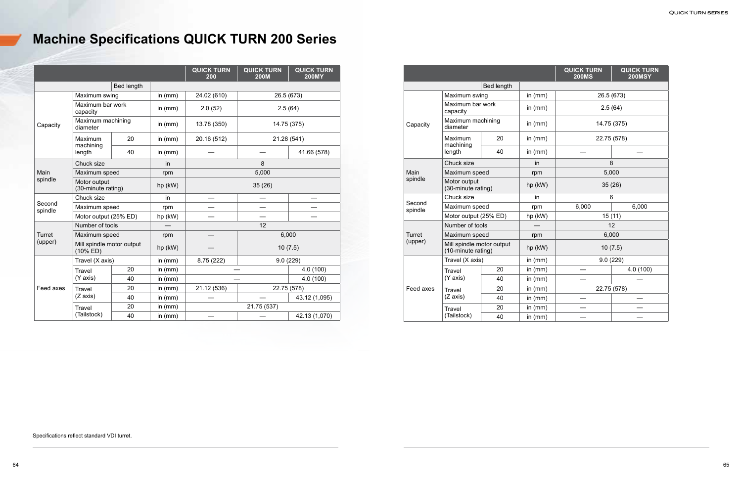# Machine Specifications QUICK TURN 200 Series

| | | | | QUICK TURN 200 | QUICK TURN 200M | QUICK TURN 200MY |
|---|---|---|---|---|---|---|
| | | Bed length | | | | |
| Capacity | Maximum swing | | in (mm) | 24.02 (610) | 26.5 (673) | |
| | Maximum bar work capacity | | in (mm) | 2.0 (52) | 2.5 (64) | |
| | Maximum machining diameter | | in (mm) | 13.78 (350) | 14.75 (375) | |
| | Maximum machining length | 20 | in (mm) | 20.16 (512) | 21.28 (541) | |
| | | 40 | in (mm) | — | — | 41.66 (578) |
| Main spindle | Chuck size | | in | 8 | | |
| | Maximum speed | | rpm | 5,000 | | |
| | Motor output (30-minute rating) | | hp (kW) | 35 (26) | | |
| Second spindle | Chuck size | | in | — | — | — |
| | Maximum speed | | rpm | — | — | — |
| | Motor output (25% ED) | | hp (kW) | — | — | — |
| Turret (upper) | Number of tools | | — | 12 | | |
| | Maximum speed | | rpm | — | 6,000 | |
| | Mill spindle motor output (10% ED) | | hp (kW) | — | 10 (7.5) | |
| Feed axes | Travel (X axis) | | in (mm) | 8.75 (222) | 9.0 (229) | |
| | Travel (Y axis) | 20 | in (mm) | — | | 4.0 (100) |
| | | 40 | in (mm) | — | | 4.0 (100) |
| | Travel (Z axis) | 20 | in (mm) | 21.12 (536) | 22.75 (578) | |
| | | 40 | in (mm) | — | — | 43.12 (1,095) |
| | Travel (Tailstock) | 20 | in (mm) | 21.75 (537) | | |
| | | 40 | in (mm) | — | — | 42.13 (1,070) |

| | | | | QUICK TURN 200MS | QUICK TURN 200MSY |
|---|---|---|---|---|---|
| | | Bed length | | | |
| Capacity | Maximum swing | | in (mm) | 26.5 (673) | |
| | Maximum bar work capacity | | in (mm) | 2.5 (64) | |
| | Maximum machining diameter | | in (mm) | 14.75 (375) | |
| | Maximum machining length | 20 | in (mm) | 22.75 (578) | |
| | | 40 | in (mm) | — | — |
| Main spindle | Chuck size | | in | 8 | |
| | Maximum speed | | rpm | 5,000 | |
| | Motor output (30-minute rating) | | hp (kW) | 35 (26) | |
| Second spindle | Chuck size | | in | 6 | |
| | Maximum speed | | rpm | 6,000 | 6,000 |
| | Motor output (25% ED) | | hp (kW) | 15 (11) | |
| Turret (upper) | Number of tools | | — | 12 | |
| | Maximum speed | | rpm | 6,000 | |
| | Mill spindle motor output (10-minute rating) | | hp (kW) | 10 (7.5) | |
| Feed axes | Travel (X axis) | | in (mm) | 9.0 (229) | |
| | Travel (Y axis) | 20 | in (mm) | — | 4.0 (100) |
| | | 40 | in (mm) | — | — |
| | Travel (Z axis) | 20 | in (mm) | 22.75 (578) | |
| | | 40 | in (mm) | — | — |
| | Travel (Tailstock) | 20 | in (mm) | — | — |
| | | 40 | in (mm) | — | — |

Specifications reflect standard VDI turret.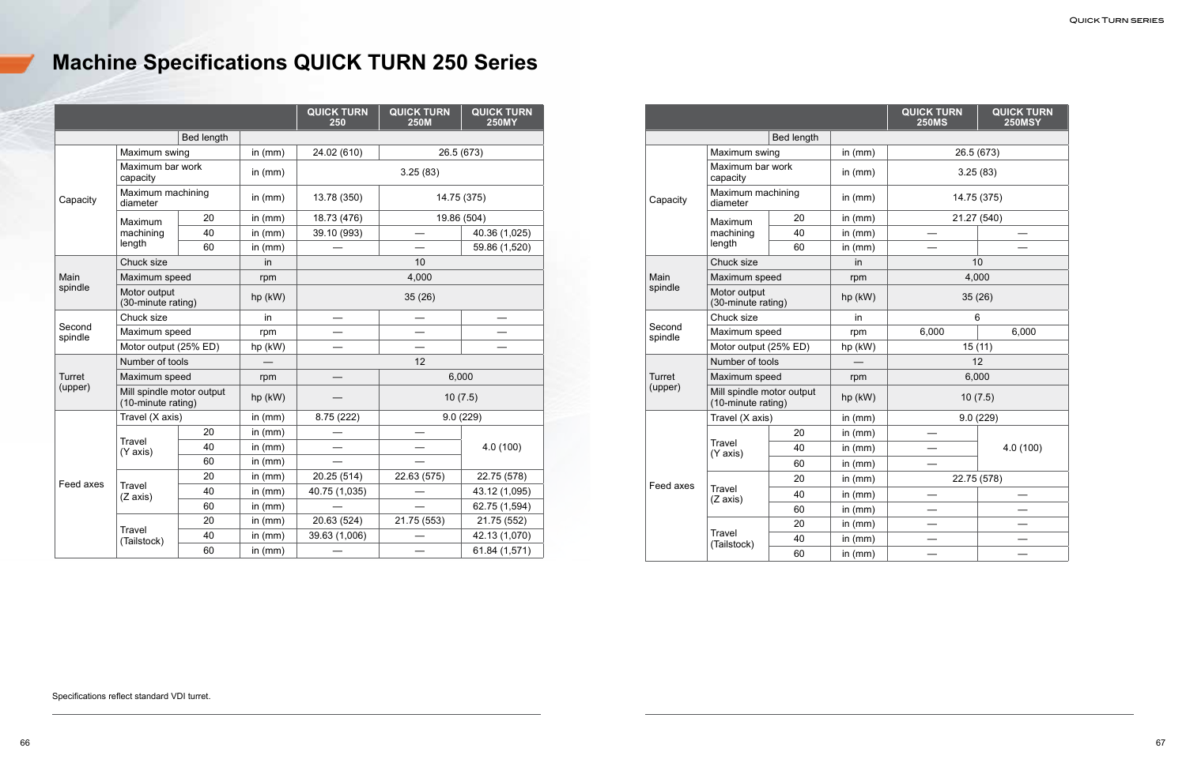# Machine Specifications QUICK TURN 250 Series

| | | | | QUICK TURN 250 | QUICK TURN 250M | QUICK TURN 250MY |
|---|---|---|---|---|---|---|
| | | Bed length | | | | |
| Capacity | Maximum swing | | in (mm) | 24.02 (610) | 26.5 (673) | |
| | Maximum bar work capacity | | in (mm) | 3.25 (83) | | |
| | Maximum machining diameter | | in (mm) | 13.78 (350) | 14.75 (375) | |
| | Maximum machining length | 20 | in (mm) | 18.73 (476) | 19.86 (504) | |
| | | 40 | in (mm) | 39.10 (993) | — | 40.36 (1,025) |
| | | 60 | in (mm) | — | — | 59.86 (1,520) |
| Main spindle | Chuck size | | in | 10 | | |
| | Maximum speed | | rpm | 4,000 | | |
| | Motor output (30-minute rating) | | hp (kW) | 35 (26) | | |
| Second spindle | Chuck size | | in | — | — | — |
| | Maximum speed | | rpm | — | — | — |
| | Motor output (25% ED) | | hp (kW) | — | — | — |
| Turret (upper) | Number of tools | | — | 12 | | |
| | Maximum speed | | rpm | — | 6,000 | |
| | Mill spindle motor output (10-minute rating) | | hp (kW) | — | 10 (7.5) | |
| Feed axes | Travel (X axis) | | in (mm) | 8.75 (222) | 9.0 (229) | |
| | Travel (Y axis) | 20 | in (mm) | — | — | 4.0 (100) |
| | | 40 | in (mm) | — | — | |
| | | 60 | in (mm) | — | — | |
| | Travel (Z axis) | 20 | in (mm) | 20.25 (514) | 22.63 (575) | 22.75 (578) |
| | | 40 | in (mm) | 40.75 (1,035) | — | 43.12 (1,095) |
| | | 60 | in (mm) | — | — | 62.75 (1,594) |
| | Travel (Tailstock) | 20 | in (mm) | 20.63 (524) | 21.75 (553) | 21.75 (552) |
| | | 40 | in (mm) | 39.63 (1,006) | — | 42.13 (1,070) |
| | | 60 | in (mm) | — | — | 61.84 (1,571) |

Specifications reflect standard VDI turret.

| | | | | QUICK TURN 250MS | QUICK TURN 250MSY |
|---|---|---|---|---|---|
| | | Bed length | | | |
| Capacity | Maximum swing | | in (mm) | 26.5 (673) | |
| | Maximum bar work capacity | | in (mm) | 3.25 (83) | |
| | Maximum machining diameter | | in (mm) | 14.75 (375) | |
| | Maximum machining length | 20 | in (mm) | 21.27 (540) | |
| | | 40 | in (mm) | — | — |
| | | 60 | in (mm) | — | — |
| Main spindle | Chuck size | | in | 10 | |
| | Maximum speed | | rpm | 4,000 | |
| | Motor output (30-minute rating) | | hp (kW) | 35 (26) | |
| Second spindle | Chuck size | | in | 6 | |
| | Maximum speed | | rpm | 6,000 | 6,000 |
| | Motor output (25% ED) | | hp (kW) | 15 (11) | |
| Turret (upper) | Number of tools | | — | 12 | |
| | Maximum speed | | rpm | 6,000 | |
| | Mill spindle motor output (10-minute rating) | | hp (kW) | 10 (7.5) | |
| Feed axes | Travel (X axis) | | in (mm) | 9.0 (229) | |
| | Travel (Y axis) | 20 | in (mm) | — | 4.0 (100) |
| | | 40 | in (mm) | — | |
| | | 60 | in (mm) | — | |
| | Travel (Z axis) | 20 | in (mm) | 22.75 (578) | |
| | | 40 | in (mm) | — | — |
| | | 60 | in (mm) | — | — |
| | Travel (Tailstock) | 20 | in (mm) | — | — |
| | | 40 | in (mm) | — | — |
| | | 60 | in (mm) | — | — |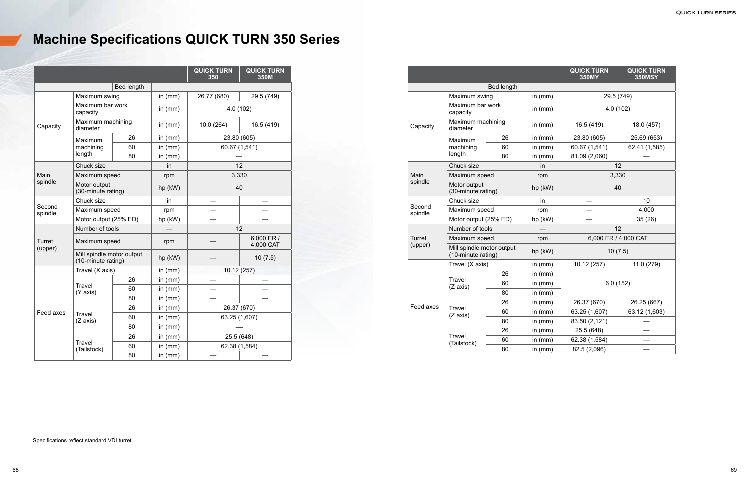# Machine Specifications QUICK TURN 350 Series

| | | Bed length | | QUICK TURN 350 | QUICK TURN 350M |
|---|---|---|---|---|---|
| Capacity | Maximum swing | | in (mm) | 26.77 (680) | 29.5 (749) |
| | Maximum bar work capacity | | in (mm) | 4.0 (102) | |
| | Maximum machining diameter | | in (mm) | 10.0 (264) | 16.5 (419) |
| | Maximum machining length | 26 | in (mm) | 23.80 (605) | |
| | | 60 | in (mm) | 60.67 (1,541) | |
| | | 80 | in (mm) | — | |
| Main spindle | Chuck size | | in | 12 | |
| | Maximum speed | | rpm | 3,330 | |
| | Motor output (30-minute rating) | | hp (kW) | 40 | |
| Second spindle | Chuck size | | in | — | — |
| | Maximum speed | | rpm | — | — |
| | Motor output (25% ED) | | hp (kW) | — | — |
| Turret (upper) | Number of tools | | — | 12 | |
| | Maximum speed | | rpm | — | 6,000 ER / 4,000 CAT |
| | Mill spindle motor output (10-minute rating) | | hp (kW) | — | 10 (7.5) |
| Feed axes | Travel (X axis) | | in (mm) | 10.12 (257) | |
| | Travel (Y axis) | 26 | in (mm) | — | — |
| | | 60 | in (mm) | — | — |
| | | 80 | in (mm) | — | — |
| | Travel (Z axis) | 26 | in (mm) | 26.37 (670) | |
| | | 60 | in (mm) | 63.25 (1,607) | |
| | | 80 | in (mm) | — | |
| | Travel (Tailstock) | 26 | in (mm) | 25.5 (648) | |
| | | 60 | in (mm) | 62.38 (1,584) | |
| | | 80 | in (mm) | — | — |

| | | Bed length | | QUICK TURN 350MY | QUICK TURN 350MSY |
|---|---|---|---|---|---|
| Capacity | Maximum swing | | in (mm) | 29.5 (749) | |
| | Maximum bar work capacity | | in (mm) | 4.0 (102) | |
| | Maximum machining diameter | | in (mm) | 16.5 (419) | 18.0 (457) |
| | Maximum machining length | 26 | in (mm) | 23.80 (605) | 25.69 (653) |
| | | 60 | in (mm) | 60.67 (1,541) | 62.41 (1,585) |
| | | 80 | in (mm) | 81.09 (2,060) | — |
| Main spindle | Chuck size | | in | 12 | |
| | Maximum speed | | rpm | 3,330 | |
| | Motor output (30-minute rating) | | hp (kW) | 40 | |
| Second spindle | Chuck size | | in | — | 10 |
| | Maximum speed | | rpm | — | 4,000 |
| | Motor output (25% ED) | | hp (kW) | — | 35 (26) |
| Turret (upper) | Number of tools | | — | 12 | |
| | Maximum speed | | rpm | 6,000 ER / 4,000 CAT | |
| | Mill spindle motor output (10-minute rating) | | hp (kW) | 10 (7.5) | |
| Feed axes | Travel (X axis) | | in (mm) | 10.12 (257) | 11.0 (279) |
| | Travel (Z axis) | 26 | in (mm) | 6.0 (152) | |
| | | 60 | in (mm) | | |
| | | 80 | in (mm) | | |
| | Travel (Z axis) | 26 | in (mm) | 26.37 (670) | 26.25 (667) |
| | | 60 | in (mm) | 63.25 (1,607) | 63.12 (1,603) |
| | | 80 | in (mm) | 83.50 (2,121) | — |
| | Travel (Tailstock) | 26 | in (mm) | 25.5 (648) | — |
| | | 60 | in (mm) | 62.38 (1,584) | — |
| | | 80 | in (mm) | 82.5 (2,096) | — |

Specifications reflect standard VDI turret.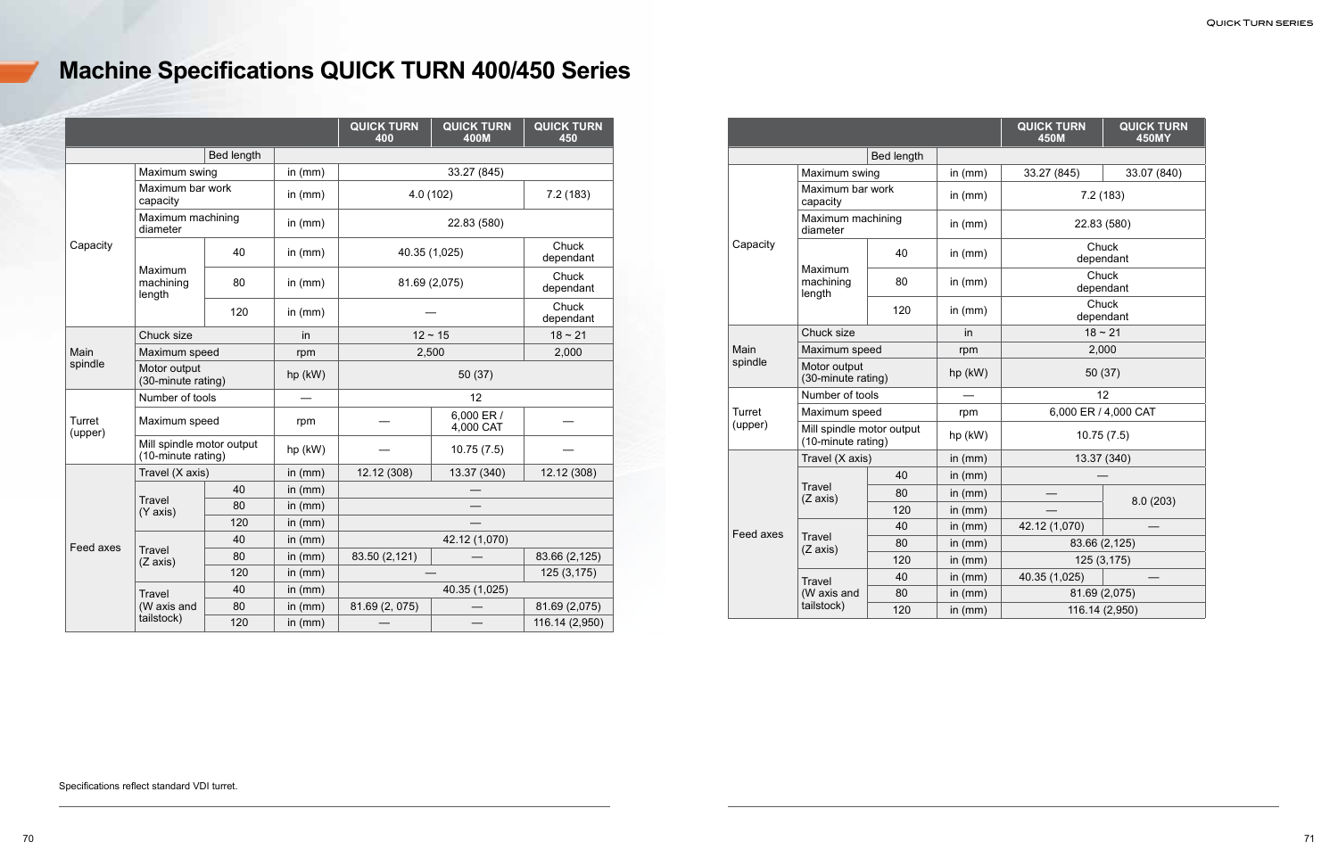# Machine Specifications QUICK TURN 400/450 Series

| | | | | QUICK TURN 400 | QUICK TURN 400M | QUICK TURN 450 |
|---|---|---|---|---|---|---|
| | | Bed length | | | | |
| Capacity | Maximum swing | | in (mm) | 33.27 (845) | | |
| | Maximum bar work capacity | | in (mm) | 4.0 (102) | | 7.2 (183) |
| | Maximum machining diameter | | in (mm) | 22.83 (580) | | |
| | Maximum machining length | 40 | in (mm) | 40.35 (1,025) | | Chuck dependant |
| | | 80 | in (mm) | 81.69 (2,075) | | Chuck dependant |
| | | 120 | in (mm) | — | | Chuck dependant |
| Main spindle | Chuck size | | in | 12 ~ 15 | | 18 ~ 21 |
| | Maximum speed | | rpm | 2,500 | | 2,000 |
| | Motor output (30-minute rating) | | hp (kW) | 50 (37) | | |
| Turret (upper) | Number of tools | | — | 12 | | |
| | Maximum speed | | rpm | — | 6,000 ER / 4,000 CAT | — |
| | Mill spindle motor output (10-minute rating) | | hp (kW) | — | 10.75 (7.5) | — |
| Feed axes | Travel (X axis) | | in (mm) | 12.12 (308) | 13.37 (340) | 12.12 (308) |
| | Travel (Y axis) | 40 | in (mm) | — | | |
| | | 80 | in (mm) | — | | |
| | | 120 | in (mm) | — | | |
| | Travel (Z axis) | 40 | in (mm) | 42.12 (1,070) | | |
| | | 80 | in (mm) | 83.50 (2,121) | — | 83.66 (2,125) |
| | | 120 | in (mm) | — | | 125 (3,175) |
| | Travel (W axis and tailstock) | 40 | in (mm) | 40.35 (1,025) | | |
| | | 80 | in (mm) | 81.69 (2, 075) | — | 81.69 (2,075) |
| | | 120 | in (mm) | — | — | 116.14 (2,950) |

Specifications reflect standard VDI turret.

| | | | | QUICK TURN 450M | QUICK TURN 450MY |
|---|---|---|---|---|---|
| | | Bed length | | | |
| Capacity | Maximum swing | | in (mm) | 33.27 (845) | 33.07 (840) |
| | Maximum bar work capacity | | in (mm) | 7.2 (183) | |
| | Maximum machining diameter | | in (mm) | 22.83 (580) | |
| | Maximum machining length | 40 | in (mm) | Chuck dependant | |
| | | 80 | in (mm) | Chuck dependant | |
| | | 120 | in (mm) | Chuck dependant | |
| Main spindle | Chuck size | | in | 18 ~ 21 | |
| | Maximum speed | | rpm | 2,000 | |
| | Motor output (30-minute rating) | | hp (kW) | 50 (37) | |
| Turret (upper) | Number of tools | | — | 12 | |
| | Maximum speed | | rpm | 6,000 ER / 4,000 CAT | |
| | Mill spindle motor output (10-minute rating) | | hp (kW) | 10.75 (7.5) | |
| Feed axes | Travel (X axis) | | in (mm) | 13.37 (340) | |
| | Travel (Z axis) | 40 | in (mm) | — | |
| | | 80 | in (mm) | — | 8.0 (203) |
| | | 120 | in (mm) | — | |
| | Travel (Z axis) | 40 | in (mm) | 42.12 (1,070) | — |
| | | 80 | in (mm) | 83.66 (2,125) | |
| | | 120 | in (mm) | 125 (3,175) | |
| | Travel (W axis and tailstock) | 40 | in (mm) | 40.35 (1,025) | — |
| | | 80 | in (mm) | 81.69 (2,075) | |
| | | 120 | in (mm) | 116.14 (2,950) | |